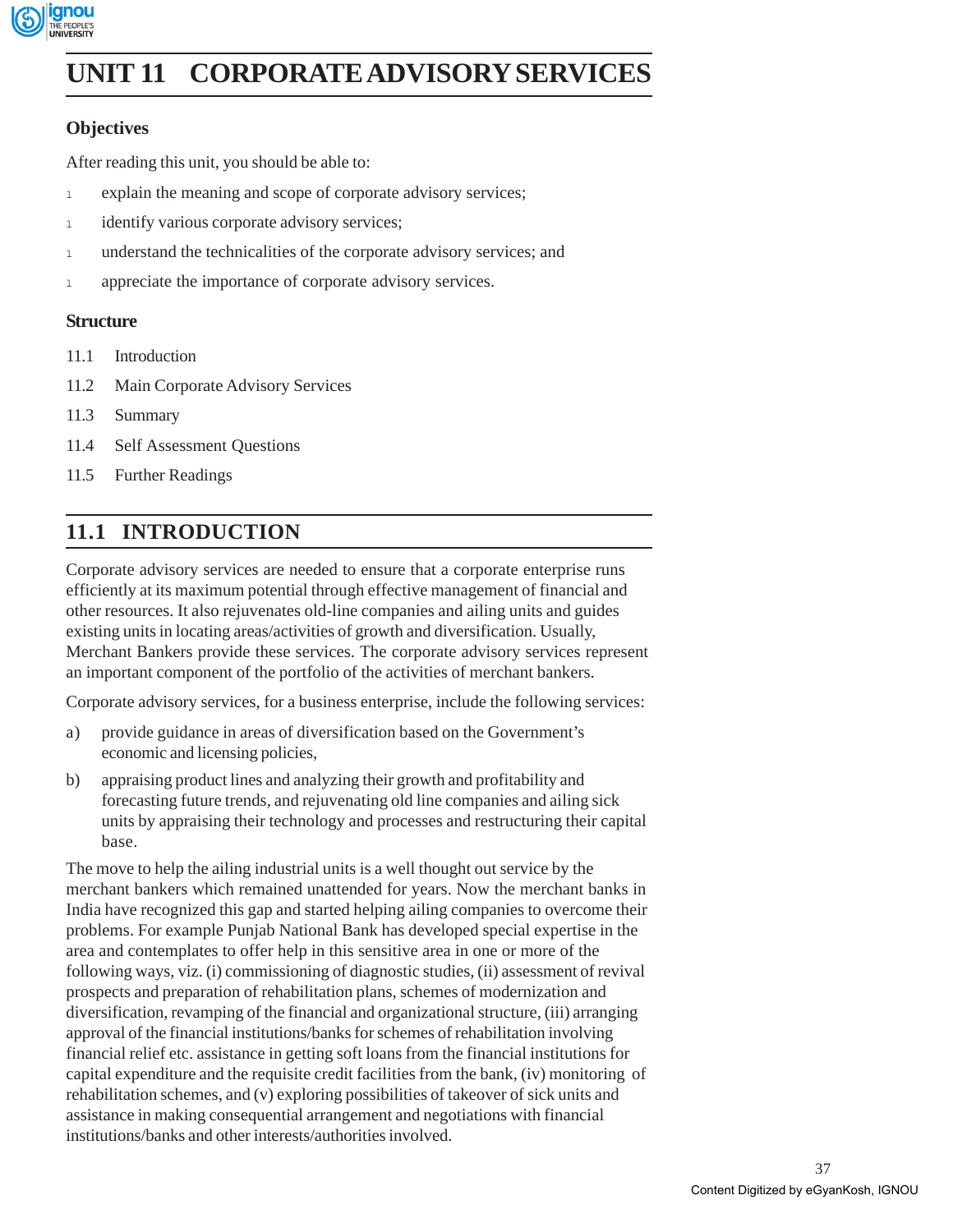# UNIT 11 CORPORATE ADVISORY SERVICES

## Objectives

After reading this unit, you should be able to:

- explain the meaning and scope of corporate advisory services;
- identify various corporate advisory services;
- understand the technicalities of the corporate advisory services; and
- appreciate the importance of corporate advisory services.

## Structure

11.1 Introduction

11.2 Main Corporate Advisory Services

11.3 Summary

11.4 Self Assessment Questions

11.5 Further Readings

## 11.1 INTRODUCTION

Corporate advisory services are needed to ensure that a corporate enterprise runs efficiently at its maximum potential through effective management of financial and other resources. It also rejuvenates old-line companies and ailing units and guides existing units in locating areas/activities of growth and diversification. Usually, Merchant Bankers provide these services. The corporate advisory services represent an important component of the portfolio of the activities of merchant bankers.

Corporate advisory services, for a business enterprise, include the following services:

a) provide guidance in areas of diversification based on the Government's economic and licensing policies,

b) appraising product lines and analyzing their growth and profitability and forecasting future trends, and rejuvenating old line companies and ailing sick units by appraising their technology and processes and restructuring their capital base.

The move to help the ailing industrial units is a well thought out service by the merchant bankers which remained unattended for years. Now the merchant banks in India have recognized this gap and started helping ailing companies to overcome their problems. For example Punjab National Bank has developed special expertise in the area and contemplates to offer help in this sensitive area in one or more of the following ways, viz. (i) commissioning of diagnostic studies, (ii) assessment of revival prospects and preparation of rehabilitation plans, schemes of modernization and diversification, revamping of the financial and organizational structure, (iii) arranging approval of the financial institutions/banks for schemes of rehabilitation involving financial relief etc. assistance in getting soft loans from the financial institutions for capital expenditure and the requisite credit facilities from the bank, (iv) monitoring of rehabilitation schemes, and (v) exploring possibilities of takeover of sick units and assistance in making consequential arrangement and negotiations with financial institutions/banks and other interests/authorities involved.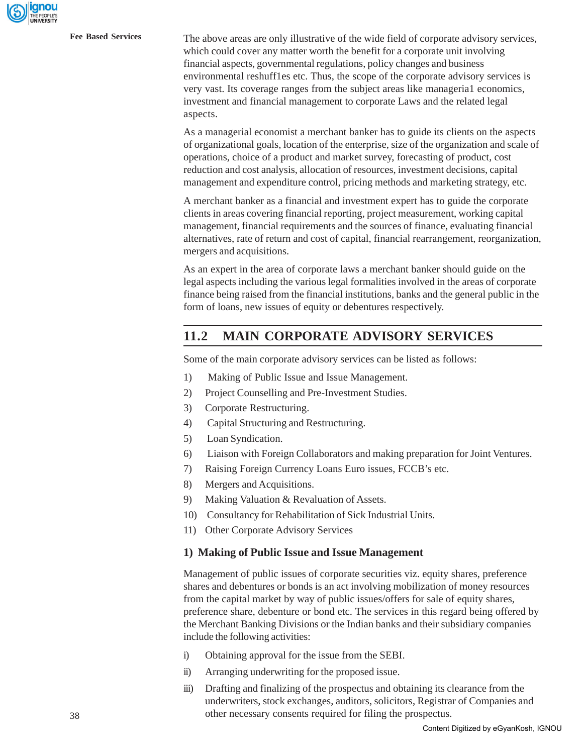The above areas are only illustrative of the wide field of corporate advisory services, which could cover any matter worth the benefit for a corporate unit involving financial aspects, governmental regulations, policy changes and business environmental reshuff1es etc. Thus, the scope of the corporate advisory services is very vast. Its coverage ranges from the subject areas like manageria1 economics, investment and financial management to corporate Laws and the related legal aspects.

As a managerial economist a merchant banker has to guide its clients on the aspects of organizational goals, location of the enterprise, size of the organization and scale of operations, choice of a product and market survey, forecasting of product, cost reduction and cost analysis, allocation of resources, investment decisions, capital management and expenditure control, pricing methods and marketing strategy, etc.

A merchant banker as a financial and investment expert has to guide the corporate clients in areas covering financial reporting, project measurement, working capital management, financial requirements and the sources of finance, evaluating financial alternatives, rate of return and cost of capital, financial rearrangement, reorganization, mergers and acquisitions.

As an expert in the area of corporate laws a merchant banker should guide on the legal aspects including the various legal formalities involved in the areas of corporate finance being raised from the financial institutions, banks and the general public in the form of loans, new issues of equity or debentures respectively.

## 11.2 MAIN CORPORATE ADVISORY SERVICES

Some of the main corporate advisory services can be listed as follows:

1) Making of Public Issue and Issue Management.
2) Project Counselling and Pre-Investment Studies.
3) Corporate Restructuring.
4) Capital Structuring and Restructuring.
5) Loan Syndication.
6) Liaison with Foreign Collaborators and making preparation for Joint Ventures.
7) Raising Foreign Currency Loans Euro issues, FCCB's etc.
8) Mergers and Acquisitions.
9) Making Valuation & Revaluation of Assets.
10) Consultancy for Rehabilitation of Sick Industrial Units.
11) Other Corporate Advisory Services

### 1) Making of Public Issue and Issue Management

Management of public issues of corporate securities viz. equity shares, preference shares and debentures or bonds is an act involving mobilization of money resources from the capital market by way of public issues/offers for sale of equity shares, preference share, debenture or bond etc. The services in this regard being offered by the Merchant Banking Divisions or the Indian banks and their subsidiary companies include the following activities:

i) Obtaining approval for the issue from the SEBI.
ii) Arranging underwriting for the proposed issue.
iii) Drafting and finalizing of the prospectus and obtaining its clearance from the underwriters, stock exchanges, auditors, solicitors, Registrar of Companies and other necessary consents required for filing the prospectus.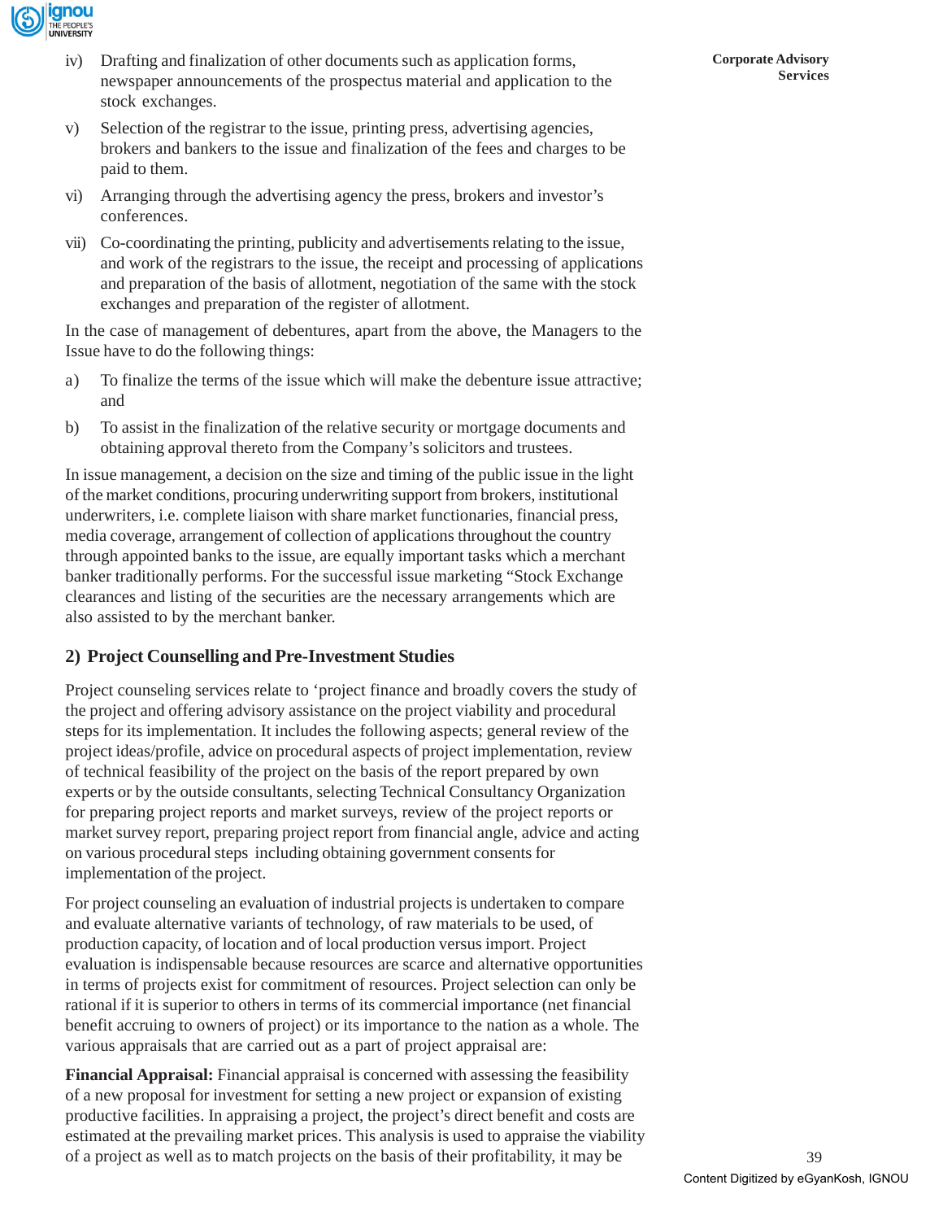iv) Drafting and finalization of other documents such as application forms, newspaper announcements of the prospectus material and application to the stock exchanges.

v) Selection of the registrar to the issue, printing press, advertising agencies, brokers and bankers to the issue and finalization of the fees and charges to be paid to them.

vi) Arranging through the advertising agency the press, brokers and investor's conferences.

vii) Co-coordinating the printing, publicity and advertisements relating to the issue, and work of the registrars to the issue, the receipt and processing of applications and preparation of the basis of allotment, negotiation of the same with the stock exchanges and preparation of the register of allotment.

In the case of management of debentures, apart from the above, the Managers to the Issue have to do the following things:

a) To finalize the terms of the issue which will make the debenture issue attractive; and

b) To assist in the finalization of the relative security or mortgage documents and obtaining approval thereto from the Company's solicitors and trustees.

In issue management, a decision on the size and timing of the public issue in the light of the market conditions, procuring underwriting support from brokers, institutional underwriters, i.e. complete liaison with share market functionaries, financial press, media coverage, arrangement of collection of applications throughout the country through appointed banks to the issue, are equally important tasks which a merchant banker traditionally performs. For the successful issue marketing "Stock Exchange clearances and listing of the securities are the necessary arrangements which are also assisted to by the merchant banker.

## 2) Project Counselling and Pre-Investment Studies

Project counseling services relate to 'project finance and broadly covers the study of the project and offering advisory assistance on the project viability and procedural steps for its implementation. It includes the following aspects; general review of the project ideas/profile, advice on procedural aspects of project implementation, review of technical feasibility of the project on the basis of the report prepared by own experts or by the outside consultants, selecting Technical Consultancy Organization for preparing project reports and market surveys, review of the project reports or market survey report, preparing project report from financial angle, advice and acting on various procedural steps including obtaining government consents for implementation of the project.

For project counseling an evaluation of industrial projects is undertaken to compare and evaluate alternative variants of technology, of raw materials to be used, of production capacity, of location and of local production versus import. Project evaluation is indispensable because resources are scarce and alternative opportunities in terms of projects exist for commitment of resources. Project selection can only be rational if it is superior to others in terms of its commercial importance (net financial benefit accruing to owners of project) or its importance to the nation as a whole. The various appraisals that are carried out as a part of project appraisal are:

**Financial Appraisal:** Financial appraisal is concerned with assessing the feasibility of a new proposal for investment for setting a new project or expansion of existing productive facilities. In appraising a project, the project's direct benefit and costs are estimated at the prevailing market prices. This analysis is used to appraise the viability of a project as well as to match projects on the basis of their profitability, it may be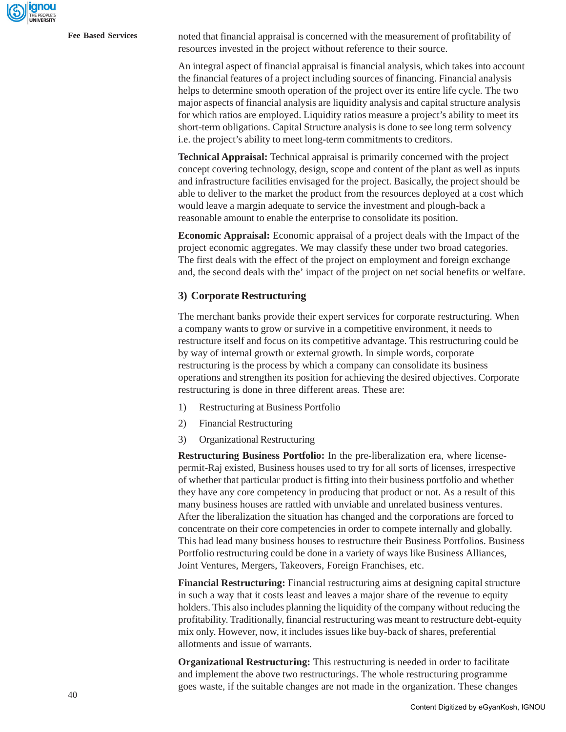noted that financial appraisal is concerned with the measurement of profitability of resources invested in the project without reference to their source.

An integral aspect of financial appraisal is financial analysis, which takes into account the financial features of a project including sources of financing. Financial analysis helps to determine smooth operation of the project over its entire life cycle. The two major aspects of financial analysis are liquidity analysis and capital structure analysis for which ratios are employed. Liquidity ratios measure a project's ability to meet its short-term obligations. Capital Structure analysis is done to see long term solvency i.e. the project's ability to meet long-term commitments to creditors.

**Technical Appraisal:** Technical appraisal is primarily concerned with the project concept covering technology, design, scope and content of the plant as well as inputs and infrastructure facilities envisaged for the project. Basically, the project should be able to deliver to the market the product from the resources deployed at a cost which would leave a margin adequate to service the investment and plough-back a reasonable amount to enable the enterprise to consolidate its position.

**Economic Appraisal:** Economic appraisal of a project deals with the Impact of the project economic aggregates. We may classify these under two broad categories. The first deals with the effect of the project on employment and foreign exchange and, the second deals with the' impact of the project on net social benefits or welfare.

### 3) Corporate Restructuring

The merchant banks provide their expert services for corporate restructuring. When a company wants to grow or survive in a competitive environment, it needs to restructure itself and focus on its competitive advantage. This restructuring could be by way of internal growth or external growth. In simple words, corporate restructuring is the process by which a company can consolidate its business operations and strengthen its position for achieving the desired objectives. Corporate restructuring is done in three different areas. These are:

1) Restructuring at Business Portfolio
2) Financial Restructuring
3) Organizational Restructuring

**Restructuring Business Portfolio:** In the pre-liberalization era, where license-permit-Raj existed, Business houses used to try for all sorts of licenses, irrespective of whether that particular product is fitting into their business portfolio and whether they have any core competency in producing that product or not. As a result of this many business houses are rattled with unviable and unrelated business ventures. After the liberalization the situation has changed and the corporations are forced to concentrate on their core competencies in order to compete internally and globally. This had lead many business houses to restructure their Business Portfolios. Business Portfolio restructuring could be done in a variety of ways like Business Alliances, Joint Ventures, Mergers, Takeovers, Foreign Franchises, etc.

**Financial Restructuring:** Financial restructuring aims at designing capital structure in such a way that it costs least and leaves a major share of the revenue to equity holders. This also includes planning the liquidity of the company without reducing the profitability. Traditionally, financial restructuring was meant to restructure debt-equity mix only. However, now, it includes issues like buy-back of shares, preferential allotments and issue of warrants.

**Organizational Restructuring:** This restructuring is needed in order to facilitate and implement the above two restructurings. The whole restructuring programme goes waste, if the suitable changes are not made in the organization. These changes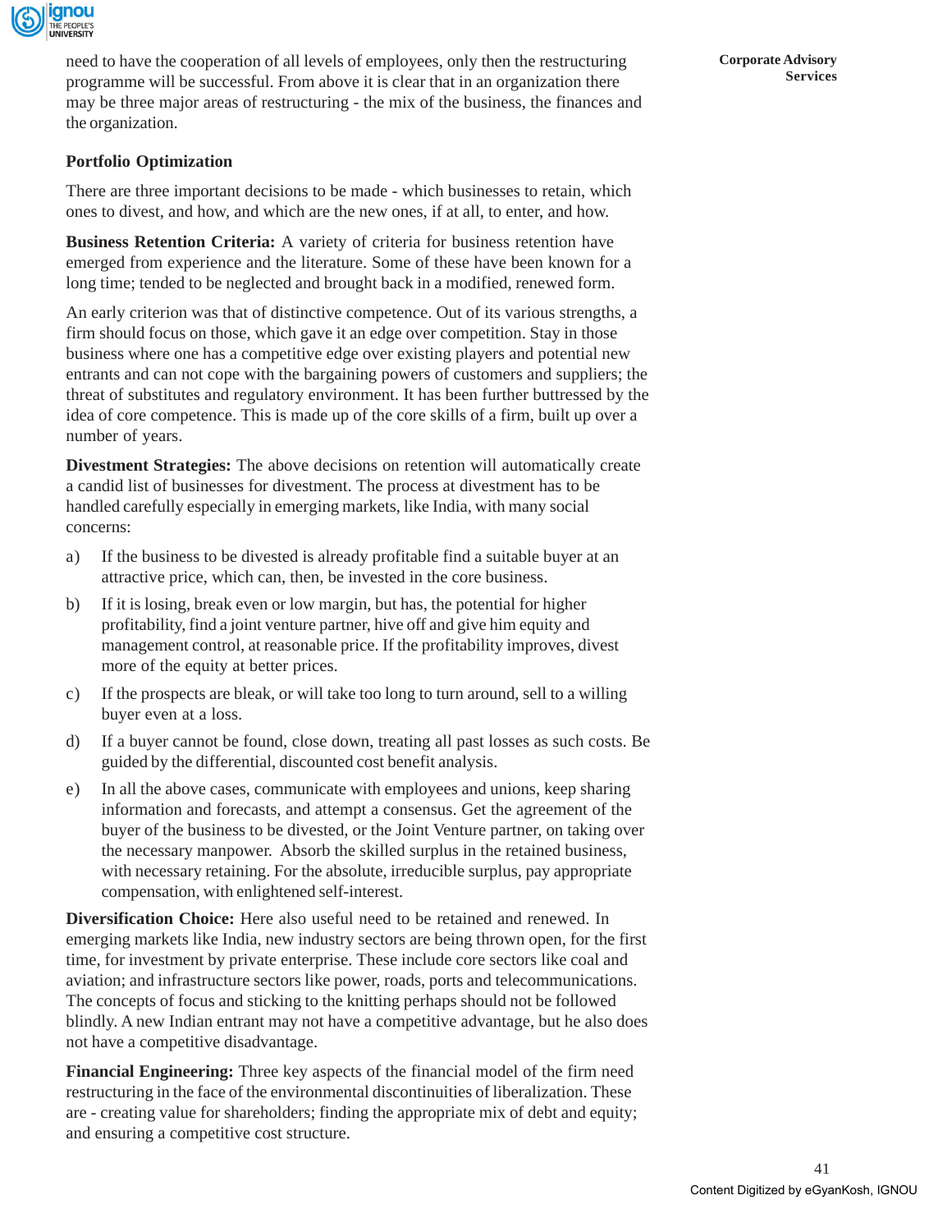need to have the cooperation of all levels of employees, only then the restructuring programme will be successful. From above it is clear that in an organization there may be three major areas of restructuring - the mix of the business, the finances and the organization.

### Portfolio Optimization

There are three important decisions to be made - which businesses to retain, which ones to divest, and how, and which are the new ones, if at all, to enter, and how.

**Business Retention Criteria:** A variety of criteria for business retention have emerged from experience and the literature. Some of these have been known for a long time; tended to be neglected and brought back in a modified, renewed form.

An early criterion was that of distinctive competence. Out of its various strengths, a firm should focus on those, which gave it an edge over competition. Stay in those business where one has a competitive edge over existing players and potential new entrants and can not cope with the bargaining powers of customers and suppliers; the threat of substitutes and regulatory environment. It has been further buttressed by the idea of core competence. This is made up of the core skills of a firm, built up over a number of years.

**Divestment Strategies:** The above decisions on retention will automatically create a candid list of businesses for divestment. The process at divestment has to be handled carefully especially in emerging markets, like India, with many social concerns:

a) If the business to be divested is already profitable find a suitable buyer at an attractive price, which can, then, be invested in the core business.

b) If it is losing, break even or low margin, but has, the potential for higher profitability, find a joint venture partner, hive off and give him equity and management control, at reasonable price. If the profitability improves, divest more of the equity at better prices.

c) If the prospects are bleak, or will take too long to turn around, sell to a willing buyer even at a loss.

d) If a buyer cannot be found, close down, treating all past losses as such costs. Be guided by the differential, discounted cost benefit analysis.

e) In all the above cases, communicate with employees and unions, keep sharing information and forecasts, and attempt a consensus. Get the agreement of the buyer of the business to be divested, or the Joint Venture partner, on taking over the necessary manpower. Absorb the skilled surplus in the retained business, with necessary retaining. For the absolute, irreducible surplus, pay appropriate compensation, with enlightened self-interest.

**Diversification Choice:** Here also useful need to be retained and renewed. In emerging markets like India, new industry sectors are being thrown open, for the first time, for investment by private enterprise. These include core sectors like coal and aviation; and infrastructure sectors like power, roads, ports and telecommunications. The concepts of focus and sticking to the knitting perhaps should not be followed blindly. A new Indian entrant may not have a competitive advantage, but he also does not have a competitive disadvantage.

**Financial Engineering:** Three key aspects of the financial model of the firm need restructuring in the face of the environmental discontinuities of liberalization. These are - creating value for shareholders; finding the appropriate mix of debt and equity; and ensuring a competitive cost structure.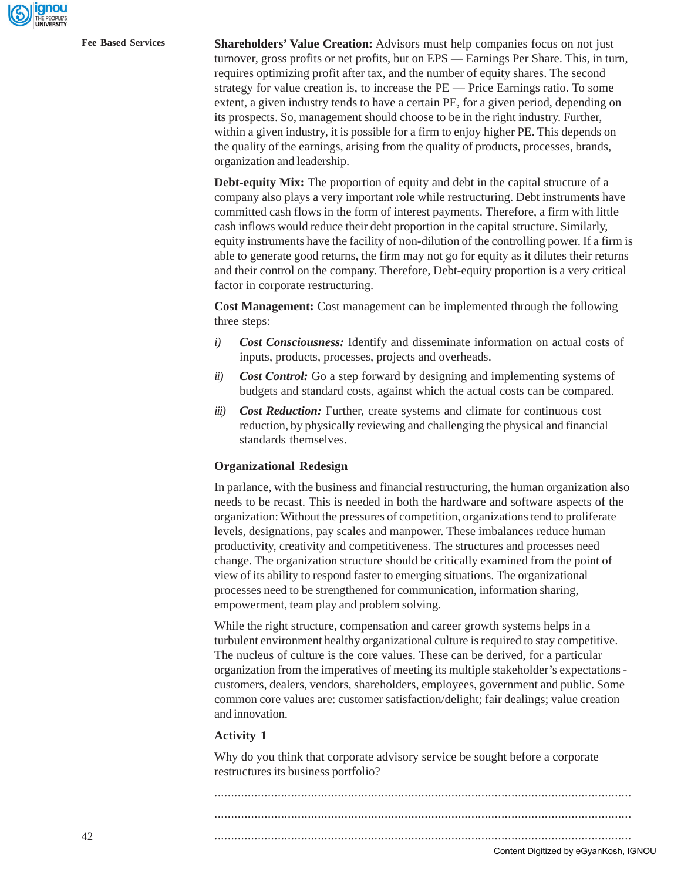**Shareholders' Value Creation:** Advisors must help companies focus on not just turnover, gross profits or net profits, but on EPS — Earnings Per Share. This, in turn, requires optimizing profit after tax, and the number of equity shares. The second strategy for value creation is, to increase the PE — Price Earnings ratio. To some extent, a given industry tends to have a certain PE, for a given period, depending on its prospects. So, management should choose to be in the right industry. Further, within a given industry, it is possible for a firm to enjoy higher PE. This depends on the quality of the earnings, arising from the quality of products, processes, brands, organization and leadership.

**Debt-equity Mix:** The proportion of equity and debt in the capital structure of a company also plays a very important role while restructuring. Debt instruments have committed cash flows in the form of interest payments. Therefore, a firm with little cash inflows would reduce their debt proportion in the capital structure. Similarly, equity instruments have the facility of non-dilution of the controlling power. If a firm is able to generate good returns, the firm may not go for equity as it dilutes their returns and their control on the company. Therefore, Debt-equity proportion is a very critical factor in corporate restructuring.

**Cost Management:** Cost management can be implemented through the following three steps:

*i)* ***Cost Consciousness:*** Identify and disseminate information on actual costs of inputs, products, processes, projects and overheads.

*ii)* ***Cost Control:*** Go a step forward by designing and implementing systems of budgets and standard costs, against which the actual costs can be compared.

*iii)* ***Cost Reduction:*** Further, create systems and climate for continuous cost reduction, by physically reviewing and challenging the physical and financial standards themselves.

### Organizational Redesign

In parlance, with the business and financial restructuring, the human organization also needs to be recast. This is needed in both the hardware and software aspects of the organization: Without the pressures of competition, organizations tend to proliferate levels, designations, pay scales and manpower. These imbalances reduce human productivity, creativity and competitiveness. The structures and processes need change. The organization structure should be critically examined from the point of view of its ability to respond faster to emerging situations. The organizational processes need to be strengthened for communication, information sharing, empowerment, team play and problem solving.

While the right structure, compensation and career growth systems helps in a turbulent environment healthy organizational culture is required to stay competitive. The nucleus of culture is the core values. These can be derived, for a particular organization from the imperatives of meeting its multiple stakeholder's expectations - customers, dealers, vendors, shareholders, employees, government and public. Some common core values are: customer satisfaction/delight; fair dealings; value creation and innovation.

### Activity 1

Why do you think that corporate advisory service be sought before a corporate restructures its business portfolio?

..............................................................................................................................

..............................................................................................................................

..............................................................................................................................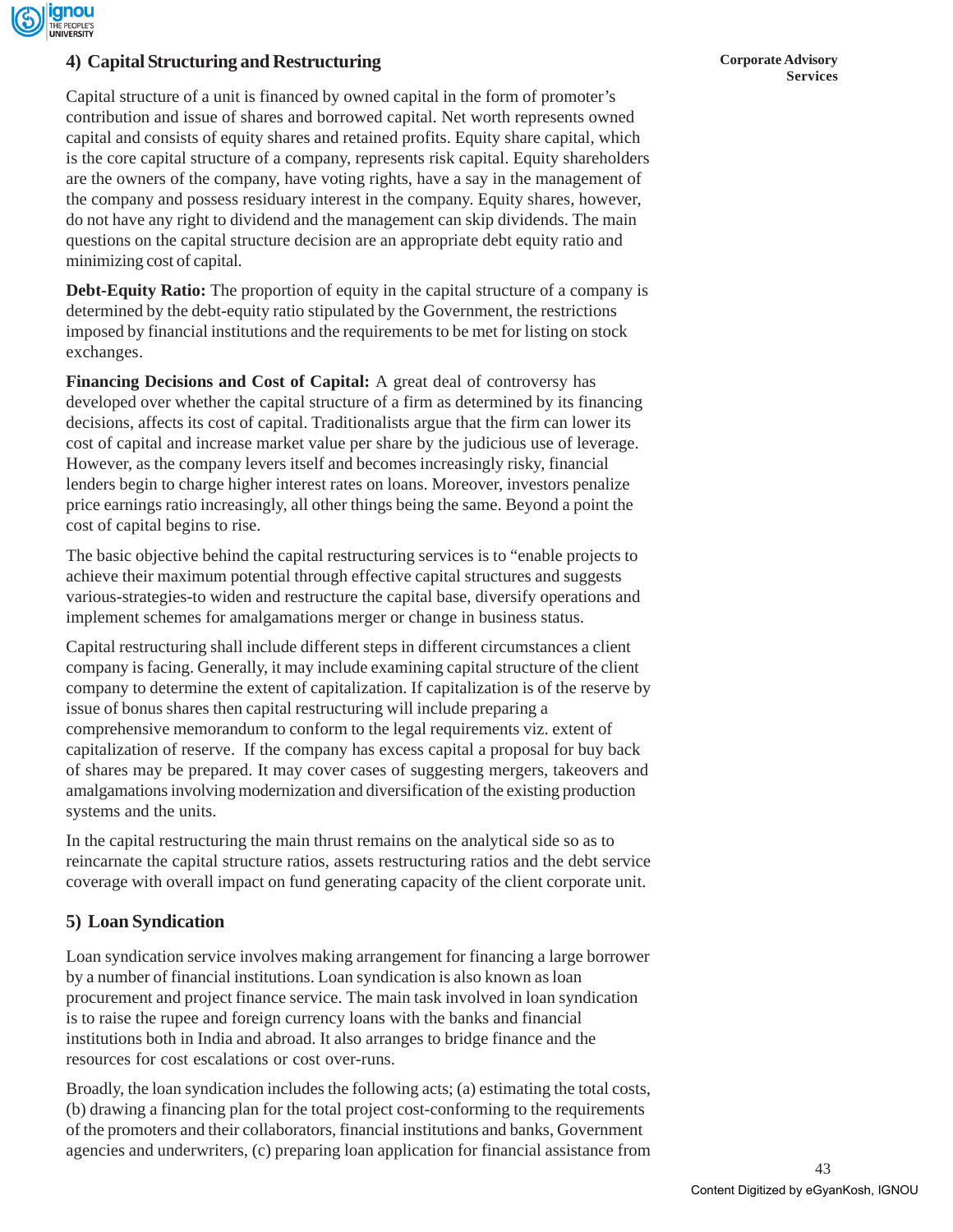### 4) Capital Structuring and Restructuring

Capital structure of a unit is financed by owned capital in the form of promoter's contribution and issue of shares and borrowed capital. Net worth represents owned capital and consists of equity shares and retained profits. Equity share capital, which is the core capital structure of a company, represents risk capital. Equity shareholders are the owners of the company, have voting rights, have a say in the management of the company and possess residuary interest in the company. Equity shares, however, do not have any right to dividend and the management can skip dividends. The main questions on the capital structure decision are an appropriate debt equity ratio and minimizing cost of capital.

**Debt-Equity Ratio:** The proportion of equity in the capital structure of a company is determined by the debt-equity ratio stipulated by the Government, the restrictions imposed by financial institutions and the requirements to be met for listing on stock exchanges.

**Financing Decisions and Cost of Capital:** A great deal of controversy has developed over whether the capital structure of a firm as determined by its financing decisions, affects its cost of capital. Traditionalists argue that the firm can lower its cost of capital and increase market value per share by the judicious use of leverage. However, as the company levers itself and becomes increasingly risky, financial lenders begin to charge higher interest rates on loans. Moreover, investors penalize price earnings ratio increasingly, all other things being the same. Beyond a point the cost of capital begins to rise.

The basic objective behind the capital restructuring services is to "enable projects to achieve their maximum potential through effective capital structures and suggests various-strategies-to widen and restructure the capital base, diversify operations and implement schemes for amalgamations merger or change in business status.

Capital restructuring shall include different steps in different circumstances a client company is facing. Generally, it may include examining capital structure of the client company to determine the extent of capitalization. If capitalization is of the reserve by issue of bonus shares then capital restructuring will include preparing a comprehensive memorandum to conform to the legal requirements viz. extent of capitalization of reserve. If the company has excess capital a proposal for buy back of shares may be prepared. It may cover cases of suggesting mergers, takeovers and amalgamations involving modernization and diversification of the existing production systems and the units.

In the capital restructuring the main thrust remains on the analytical side so as to reincarnate the capital structure ratios, assets restructuring ratios and the debt service coverage with overall impact on fund generating capacity of the client corporate unit.

### 5) Loan Syndication

Loan syndication service involves making arrangement for financing a large borrower by a number of financial institutions. Loan syndication is also known as loan procurement and project finance service. The main task involved in loan syndication is to raise the rupee and foreign currency loans with the banks and financial institutions both in India and abroad. It also arranges to bridge finance and the resources for cost escalations or cost over-runs.

Broadly, the loan syndication includes the following acts; (a) estimating the total costs, (b) drawing a financing plan for the total project cost-conforming to the requirements of the promoters and their collaborators, financial institutions and banks, Government agencies and underwriters, (c) preparing loan application for financial assistance from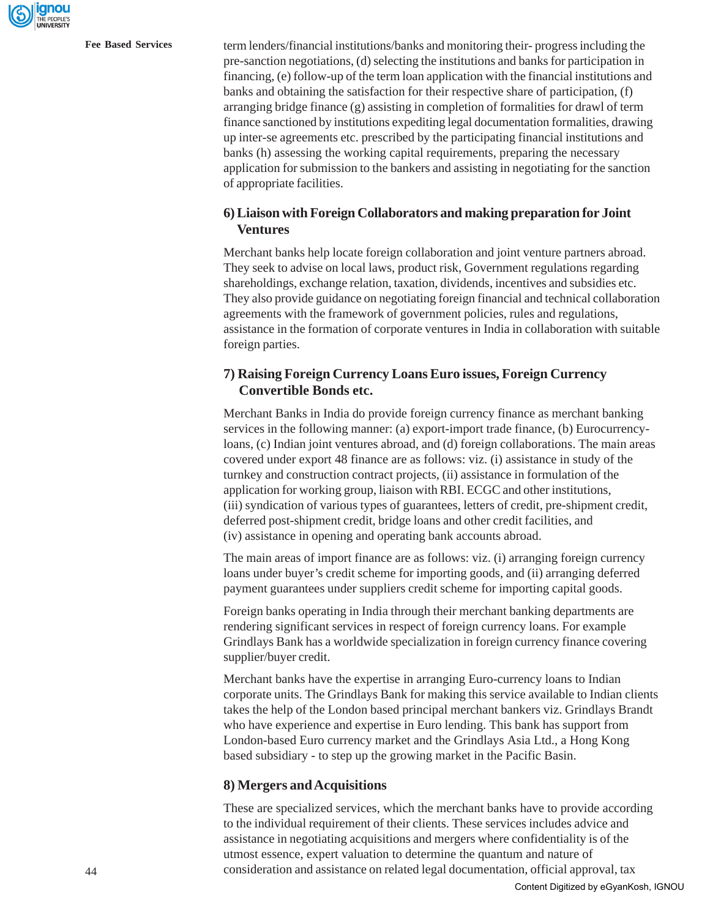term lenders/financial institutions/banks and monitoring their- progress including the pre-sanction negotiations, (d) selecting the institutions and banks for participation in financing, (e) follow-up of the term loan application with the financial institutions and banks and obtaining the satisfaction for their respective share of participation, (f) arranging bridge finance (g) assisting in completion of formalities for drawl of term finance sanctioned by institutions expediting legal documentation formalities, drawing up inter-se agreements etc. prescribed by the participating financial institutions and banks (h) assessing the working capital requirements, preparing the necessary application for submission to the bankers and assisting in negotiating for the sanction of appropriate facilities.

### 6) Liaison with Foreign Collaborators and making preparation for Joint Ventures

Merchant banks help locate foreign collaboration and joint venture partners abroad. They seek to advise on local laws, product risk, Government regulations regarding shareholdings, exchange relation, taxation, dividends, incentives and subsidies etc. They also provide guidance on negotiating foreign financial and technical collaboration agreements with the framework of government policies, rules and regulations, assistance in the formation of corporate ventures in India in collaboration with suitable foreign parties.

### 7) Raising Foreign Currency Loans Euro issues, Foreign Currency Convertible Bonds etc.

Merchant Banks in India do provide foreign currency finance as merchant banking services in the following manner: (a) export-import trade finance, (b) Eurocurrency-loans, (c) Indian joint ventures abroad, and (d) foreign collaborations. The main areas covered under export 48 finance are as follows: viz. (i) assistance in study of the turnkey and construction contract projects, (ii) assistance in formulation of the application for working group, liaison with RBI. ECGC and other institutions, (iii) syndication of various types of guarantees, letters of credit, pre-shipment credit, deferred post-shipment credit, bridge loans and other credit facilities, and (iv) assistance in opening and operating bank accounts abroad.

The main areas of import finance are as follows: viz. (i) arranging foreign currency loans under buyer's credit scheme for importing goods, and (ii) arranging deferred payment guarantees under suppliers credit scheme for importing capital goods.

Foreign banks operating in India through their merchant banking departments are rendering significant services in respect of foreign currency loans. For example Grindlays Bank has a worldwide specialization in foreign currency finance covering supplier/buyer credit.

Merchant banks have the expertise in arranging Euro-currency loans to Indian corporate units. The Grindlays Bank for making this service available to Indian clients takes the help of the London based principal merchant bankers viz. Grindlays Brandt who have experience and expertise in Euro lending. This bank has support from London-based Euro currency market and the Grindlays Asia Ltd., a Hong Kong based subsidiary - to step up the growing market in the Pacific Basin.

### 8) Mergers and Acquisitions

These are specialized services, which the merchant banks have to provide according to the individual requirement of their clients. These services includes advice and assistance in negotiating acquisitions and mergers where confidentiality is of the utmost essence, expert valuation to determine the quantum and nature of consideration and assistance on related legal documentation, official approval, tax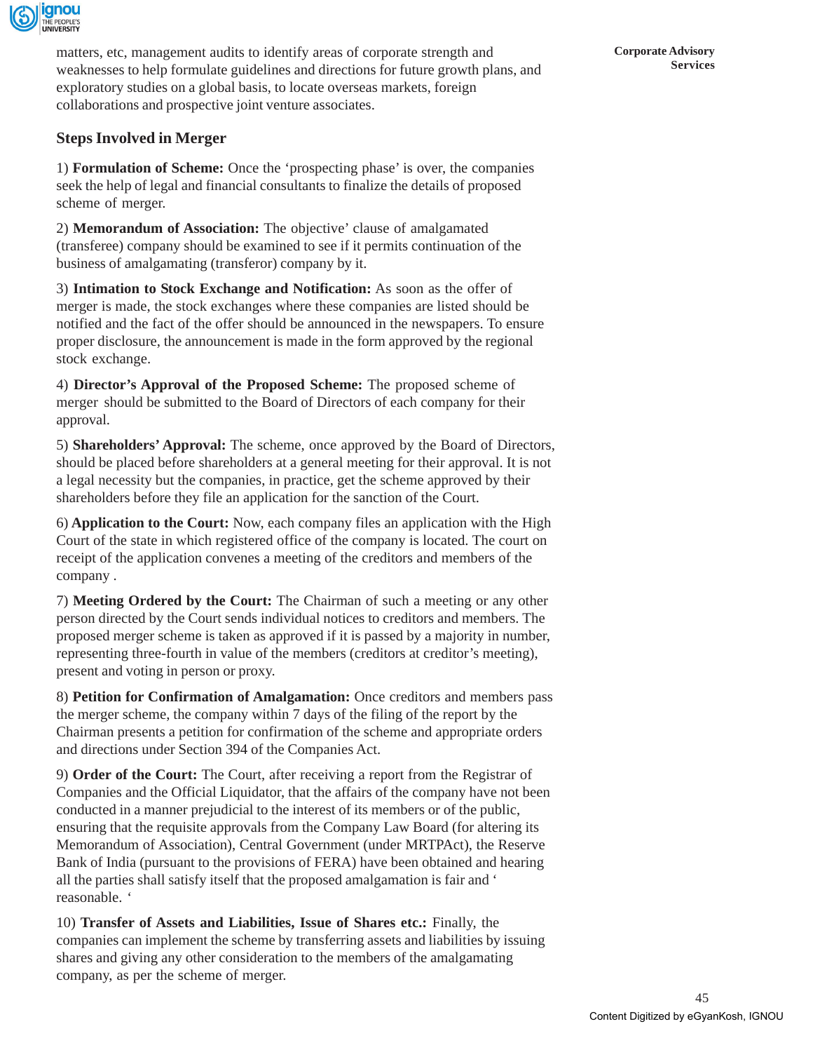matters, etc, management audits to identify areas of corporate strength and weaknesses to help formulate guidelines and directions for future growth plans, and exploratory studies on a global basis, to locate overseas markets, foreign collaborations and prospective joint venture associates.

### Steps Involved in Merger

1) **Formulation of Scheme:** Once the 'prospecting phase' is over, the companies seek the help of legal and financial consultants to finalize the details of proposed scheme of merger.

2) **Memorandum of Association:** The objective' clause of amalgamated (transferee) company should be examined to see if it permits continuation of the business of amalgamating (transferor) company by it.

3) **Intimation to Stock Exchange and Notification:** As soon as the offer of merger is made, the stock exchanges where these companies are listed should be notified and the fact of the offer should be announced in the newspapers. To ensure proper disclosure, the announcement is made in the form approved by the regional stock exchange.

4) **Director's Approval of the Proposed Scheme:** The proposed scheme of merger should be submitted to the Board of Directors of each company for their approval.

5) **Shareholders' Approval:** The scheme, once approved by the Board of Directors, should be placed before shareholders at a general meeting for their approval. It is not a legal necessity but the companies, in practice, get the scheme approved by their shareholders before they file an application for the sanction of the Court.

6) **Application to the Court:** Now, each company files an application with the High Court of the state in which registered office of the company is located. The court on receipt of the application convenes a meeting of the creditors and members of the company .

7) **Meeting Ordered by the Court:** The Chairman of such a meeting or any other person directed by the Court sends individual notices to creditors and members. The proposed merger scheme is taken as approved if it is passed by a majority in number, representing three-fourth in value of the members (creditors at creditor's meeting), present and voting in person or proxy.

8) **Petition for Confirmation of Amalgamation:** Once creditors and members pass the merger scheme, the company within 7 days of the filing of the report by the Chairman presents a petition for confirmation of the scheme and appropriate orders and directions under Section 394 of the Companies Act.

9) **Order of the Court:** The Court, after receiving a report from the Registrar of Companies and the Official Liquidator, that the affairs of the company have not been conducted in a manner prejudicial to the interest of its members or of the public, ensuring that the requisite approvals from the Company Law Board (for altering its Memorandum of Association), Central Government (under MRTPAct), the Reserve Bank of India (pursuant to the provisions of FERA) have been obtained and hearing all the parties shall satisfy itself that the proposed amalgamation is fair and ' reasonable. '

10) **Transfer of Assets and Liabilities, Issue of Shares etc.:** Finally, the companies can implement the scheme by transferring assets and liabilities by issuing shares and giving any other consideration to the members of the amalgamating company, as per the scheme of merger.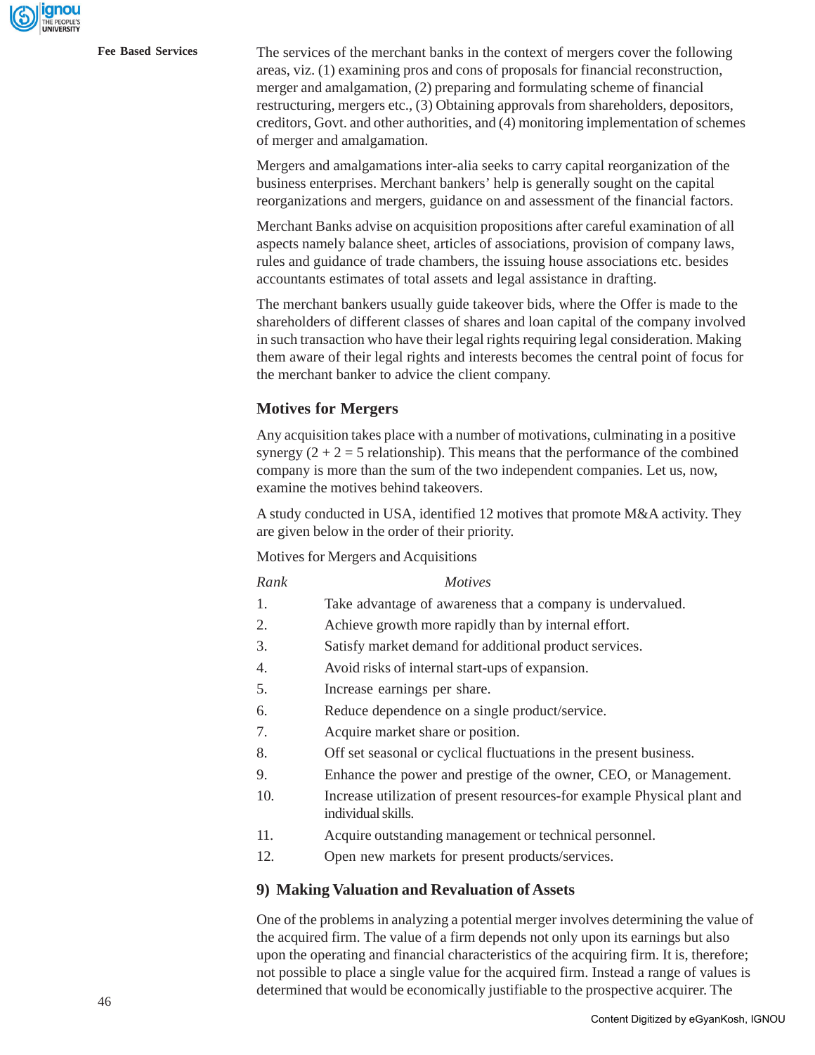The services of the merchant banks in the context of mergers cover the following areas, viz. (1) examining pros and cons of proposals for financial reconstruction, merger and amalgamation, (2) preparing and formulating scheme of financial restructuring, mergers etc., (3) Obtaining approvals from shareholders, depositors, creditors, Govt. and other authorities, and (4) monitoring implementation of schemes of merger and amalgamation.

Mergers and amalgamations inter-alia seeks to carry capital reorganization of the business enterprises. Merchant bankers' help is generally sought on the capital reorganizations and mergers, guidance on and assessment of the financial factors.

Merchant Banks advise on acquisition propositions after careful examination of all aspects namely balance sheet, articles of associations, provision of company laws, rules and guidance of trade chambers, the issuing house associations etc. besides accountants estimates of total assets and legal assistance in drafting.

The merchant bankers usually guide takeover bids, where the Offer is made to the shareholders of different classes of shares and loan capital of the company involved in such transaction who have their legal rights requiring legal consideration. Making them aware of their legal rights and interests becomes the central point of focus for the merchant banker to advice the client company.

### Motives for Mergers

Any acquisition takes place with a number of motivations, culminating in a positive synergy (2 + 2 = 5 relationship). This means that the performance of the combined company is more than the sum of the two independent companies. Let us, now, examine the motives behind takeovers.

A study conducted in USA, identified 12 motives that promote M&A activity. They are given below in the order of their priority.

Motives for Mergers and Acquisitions

| *Rank* | *Motives* |
|---|---|
| 1. | Take advantage of awareness that a company is undervalued. |
| 2. | Achieve growth more rapidly than by internal effort. |
| 3. | Satisfy market demand for additional product services. |
| 4. | Avoid risks of internal start-ups of expansion. |
| 5. | Increase earnings per share. |
| 6. | Reduce dependence on a single product/service. |
| 7. | Acquire market share or position. |
| 8. | Off set seasonal or cyclical fluctuations in the present business. |
| 9. | Enhance the power and prestige of the owner, CEO, or Management. |
| 10. | Increase utilization of present resources-for example Physical plant and individual skills. |
| 11. | Acquire outstanding management or technical personnel. |
| 12. | Open new markets for present products/services. |

### 9) Making Valuation and Revaluation of Assets

One of the problems in analyzing a potential merger involves determining the value of the acquired firm. The value of a firm depends not only upon its earnings but also upon the operating and financial characteristics of the acquiring firm. It is, therefore; not possible to place a single value for the acquired firm. Instead a range of values is determined that would be economically justifiable to the prospective acquirer. The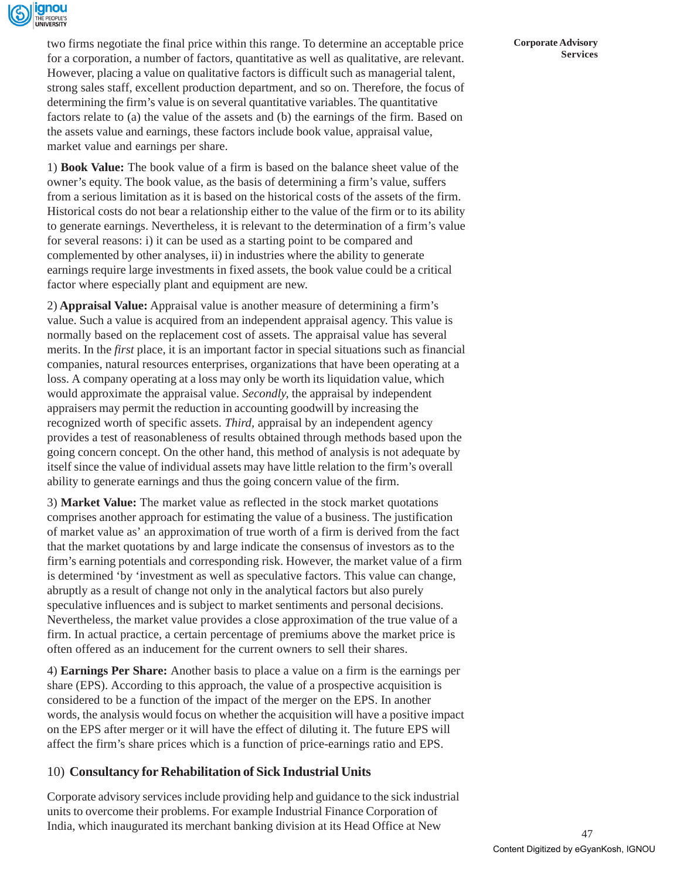two firms negotiate the final price within this range. To determine an acceptable price for a corporation, a number of factors, quantitative as well as qualitative, are relevant. However, placing a value on qualitative factors is difficult such as managerial talent, strong sales staff, excellent production department, and so on. Therefore, the focus of determining the firm's value is on several quantitative variables. The quantitative factors relate to (a) the value of the assets and (b) the earnings of the firm. Based on the assets value and earnings, these factors include book value, appraisal value, market value and earnings per share.

1) **Book Value:** The book value of a firm is based on the balance sheet value of the owner's equity. The book value, as the basis of determining a firm's value, suffers from a serious limitation as it is based on the historical costs of the assets of the firm. Historical costs do not bear a relationship either to the value of the firm or to its ability to generate earnings. Nevertheless, it is relevant to the determination of a firm's value for several reasons: i) it can be used as a starting point to be compared and complemented by other analyses, ii) in industries where the ability to generate earnings require large investments in fixed assets, the book value could be a critical factor where especially plant and equipment are new.

2) **Appraisal Value:** Appraisal value is another measure of determining a firm's value. Such a value is acquired from an independent appraisal agency. This value is normally based on the replacement cost of assets. The appraisal value has several merits. In the *first* place, it is an important factor in special situations such as financial companies, natural resources enterprises, organizations that have been operating at a loss. A company operating at a loss may only be worth its liquidation value, which would approximate the appraisal value. *Secondly,* the appraisal by independent appraisers may permit the reduction in accounting goodwill by increasing the recognized worth of specific assets. *Third,* appraisal by an independent agency provides a test of reasonableness of results obtained through methods based upon the going concern concept. On the other hand, this method of analysis is not adequate by itself since the value of individual assets may have little relation to the firm's overall ability to generate earnings and thus the going concern value of the firm.

3) **Market Value:** The market value as reflected in the stock market quotations comprises another approach for estimating the value of a business. The justification of market value as' an approximation of true worth of a firm is derived from the fact that the market quotations by and large indicate the consensus of investors as to the firm's earning potentials and corresponding risk. However, the market value of a firm is determined 'by 'investment as well as speculative factors. This value can change, abruptly as a result of change not only in the analytical factors but also purely speculative influences and is subject to market sentiments and personal decisions. Nevertheless, the market value provides a close approximation of the true value of a firm. In actual practice, a certain percentage of premiums above the market price is often offered as an inducement for the current owners to sell their shares.

4) **Earnings Per Share:** Another basis to place a value on a firm is the earnings per share (EPS). According to this approach, the value of a prospective acquisition is considered to be a function of the impact of the merger on the EPS. In another words, the analysis would focus on whether the acquisition will have a positive impact on the EPS after merger or it will have the effect of diluting it. The future EPS will affect the firm's share prices which is a function of price-earnings ratio and EPS.

## 10) Consultancy for Rehabilitation of Sick Industrial Units

Corporate advisory services include providing help and guidance to the sick industrial units to overcome their problems. For example Industrial Finance Corporation of India, which inaugurated its merchant banking division at its Head Office at New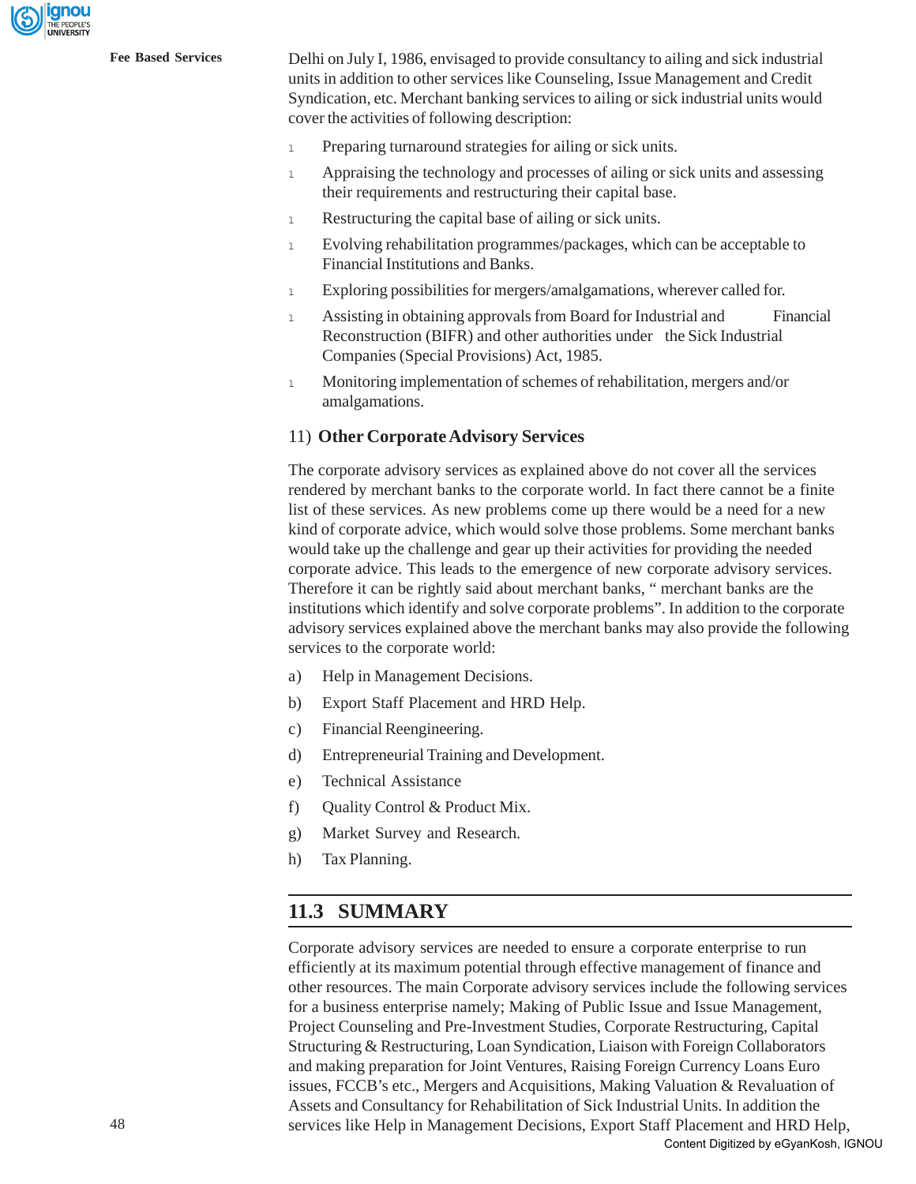Delhi on July I, 1986, envisaged to provide consultancy to ailing and sick industrial units in addition to other services like Counseling, Issue Management and Credit Syndication, etc. Merchant banking services to ailing or sick industrial units would cover the activities of following description:

- Preparing turnaround strategies for ailing or sick units.
- Appraising the technology and processes of ailing or sick units and assessing their requirements and restructuring their capital base.
- Restructuring the capital base of ailing or sick units.
- Evolving rehabilitation programmes/packages, which can be acceptable to Financial Institutions and Banks.
- Exploring possibilities for mergers/amalgamations, wherever called for.
- Assisting in obtaining approvals from Board for Industrial and Financial Reconstruction (BIFR) and other authorities under the Sick Industrial Companies (Special Provisions) Act, 1985.
- Monitoring implementation of schemes of rehabilitation, mergers and/or amalgamations.

11) **Other Corporate Advisory Services**

The corporate advisory services as explained above do not cover all the services rendered by merchant banks to the corporate world. In fact there cannot be a finite list of these services. As new problems come up there would be a need for a new kind of corporate advice, which would solve those problems. Some merchant banks would take up the challenge and gear up their activities for providing the needed corporate advice. This leads to the emergence of new corporate advisory services. Therefore it can be rightly said about merchant banks, " merchant banks are the institutions which identify and solve corporate problems". In addition to the corporate advisory services explained above the merchant banks may also provide the following services to the corporate world:

a) Help in Management Decisions.

b) Export Staff Placement and HRD Help.

c) Financial Reengineering.

d) Entrepreneurial Training and Development.

e) Technical Assistance

f) Quality Control & Product Mix.

g) Market Survey and Research.

h) Tax Planning.

## 11.3 SUMMARY

Corporate advisory services are needed to ensure a corporate enterprise to run efficiently at its maximum potential through effective management of finance and other resources. The main Corporate advisory services include the following services for a business enterprise namely; Making of Public Issue and Issue Management, Project Counseling and Pre-Investment Studies, Corporate Restructuring, Capital Structuring & Restructuring, Loan Syndication, Liaison with Foreign Collaborators and making preparation for Joint Ventures, Raising Foreign Currency Loans Euro issues, FCCB's etc., Mergers and Acquisitions, Making Valuation & Revaluation of Assets and Consultancy for Rehabilitation of Sick Industrial Units. In addition the services like Help in Management Decisions, Export Staff Placement and HRD Help,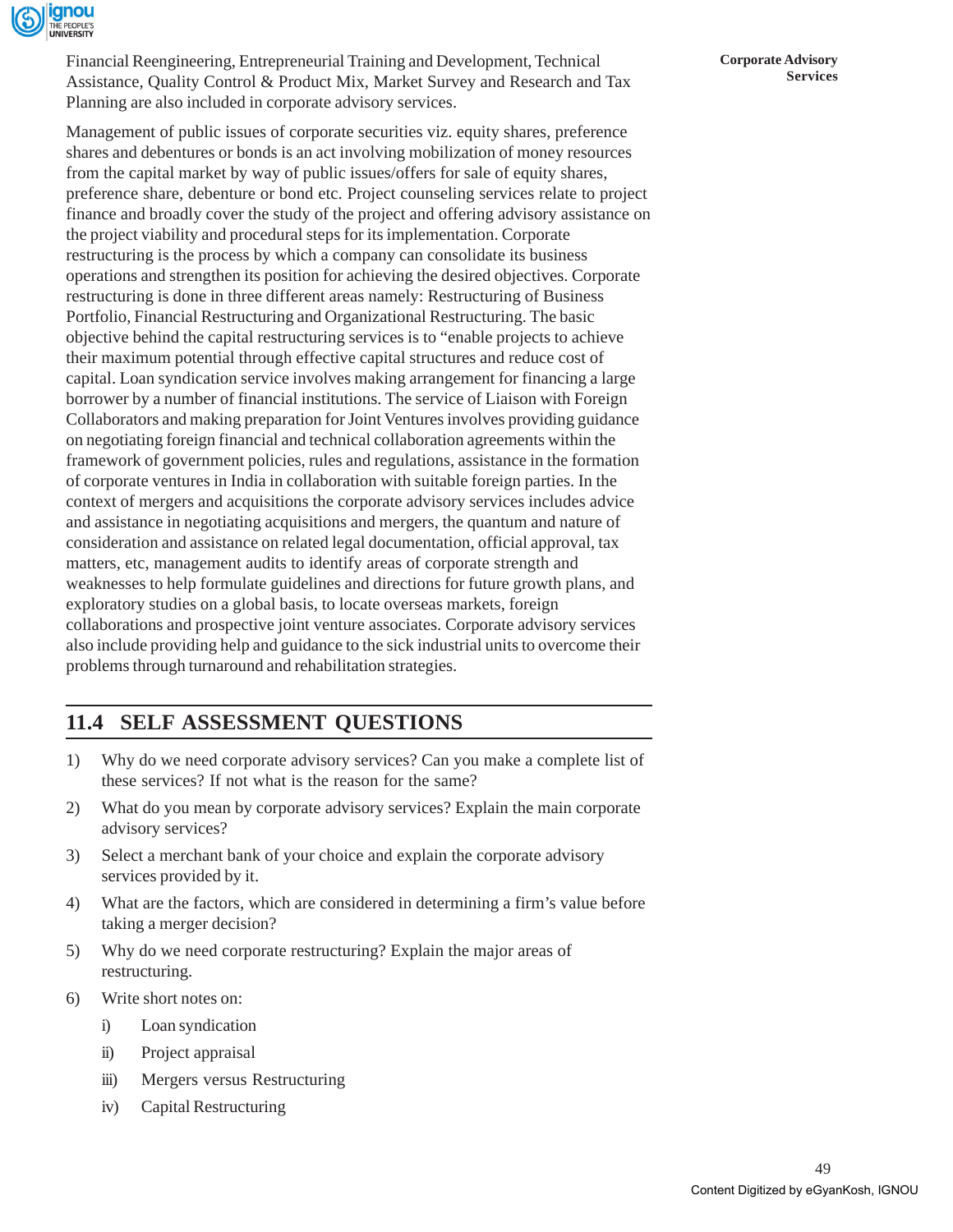Financial Reengineering, Entrepreneurial Training and Development, Technical Assistance, Quality Control & Product Mix, Market Survey and Research and Tax Planning are also included in corporate advisory services.

Management of public issues of corporate securities viz. equity shares, preference shares and debentures or bonds is an act involving mobilization of money resources from the capital market by way of public issues/offers for sale of equity shares, preference share, debenture or bond etc. Project counseling services relate to project finance and broadly cover the study of the project and offering advisory assistance on the project viability and procedural steps for its implementation. Corporate restructuring is the process by which a company can consolidate its business operations and strengthen its position for achieving the desired objectives. Corporate restructuring is done in three different areas namely: Restructuring of Business Portfolio, Financial Restructuring and Organizational Restructuring. The basic objective behind the capital restructuring services is to "enable projects to achieve their maximum potential through effective capital structures and reduce cost of capital. Loan syndication service involves making arrangement for financing a large borrower by a number of financial institutions. The service of Liaison with Foreign Collaborators and making preparation for Joint Ventures involves providing guidance on negotiating foreign financial and technical collaboration agreements within the framework of government policies, rules and regulations, assistance in the formation of corporate ventures in India in collaboration with suitable foreign parties. In the context of mergers and acquisitions the corporate advisory services includes advice and assistance in negotiating acquisitions and mergers, the quantum and nature of consideration and assistance on related legal documentation, official approval, tax matters, etc, management audits to identify areas of corporate strength and weaknesses to help formulate guidelines and directions for future growth plans, and exploratory studies on a global basis, to locate overseas markets, foreign collaborations and prospective joint venture associates. Corporate advisory services also include providing help and guidance to the sick industrial units to overcome their problems through turnaround and rehabilitation strategies.

## 11.4 SELF ASSESSMENT QUESTIONS

1) Why do we need corporate advisory services? Can you make a complete list of these services? If not what is the reason for the same?
2) What do you mean by corporate advisory services? Explain the main corporate advisory services?
3) Select a merchant bank of your choice and explain the corporate advisory services provided by it.
4) What are the factors, which are considered in determining a firm's value before taking a merger decision?
5) Why do we need corporate restructuring? Explain the major areas of restructuring.
6) Write short notes on:
   - i) Loan syndication
   - ii) Project appraisal
   - iii) Mergers versus Restructuring
   - iv) Capital Restructuring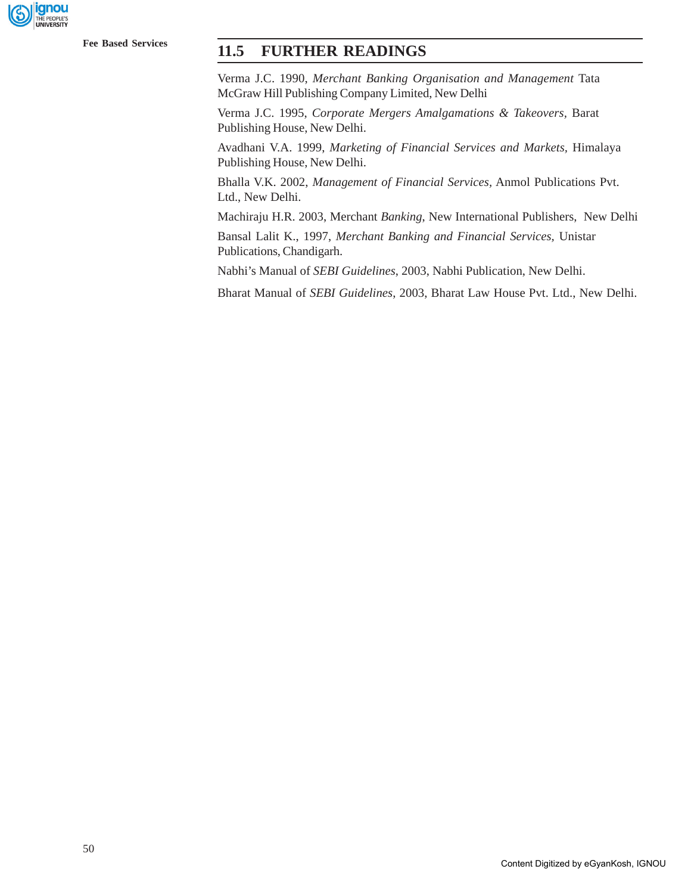## 11.5 FURTHER READINGS

Verma J.C. 1990, *Merchant Banking Organisation and Management* Tata McGraw Hill Publishing Company Limited, New Delhi

Verma J.C. 1995, *Corporate Mergers Amalgamations & Takeovers*, Barat Publishing House, New Delhi.

Avadhani V.A. 1999, *Marketing of Financial Services and Markets*, Himalaya Publishing House, New Delhi.

Bhalla V.K. 2002, *Management of Financial Services*, Anmol Publications Pvt. Ltd., New Delhi.

Machiraju H.R. 2003, Merchant *Banking*, New International Publishers, New Delhi

Bansal Lalit K., 1997, *Merchant Banking and Financial Services*, Unistar Publications, Chandigarh.

Nabhi's Manual of *SEBI Guidelines*, 2003, Nabhi Publication, New Delhi.

Bharat Manual of *SEBI Guidelines*, 2003, Bharat Law House Pvt. Ltd., New Delhi.